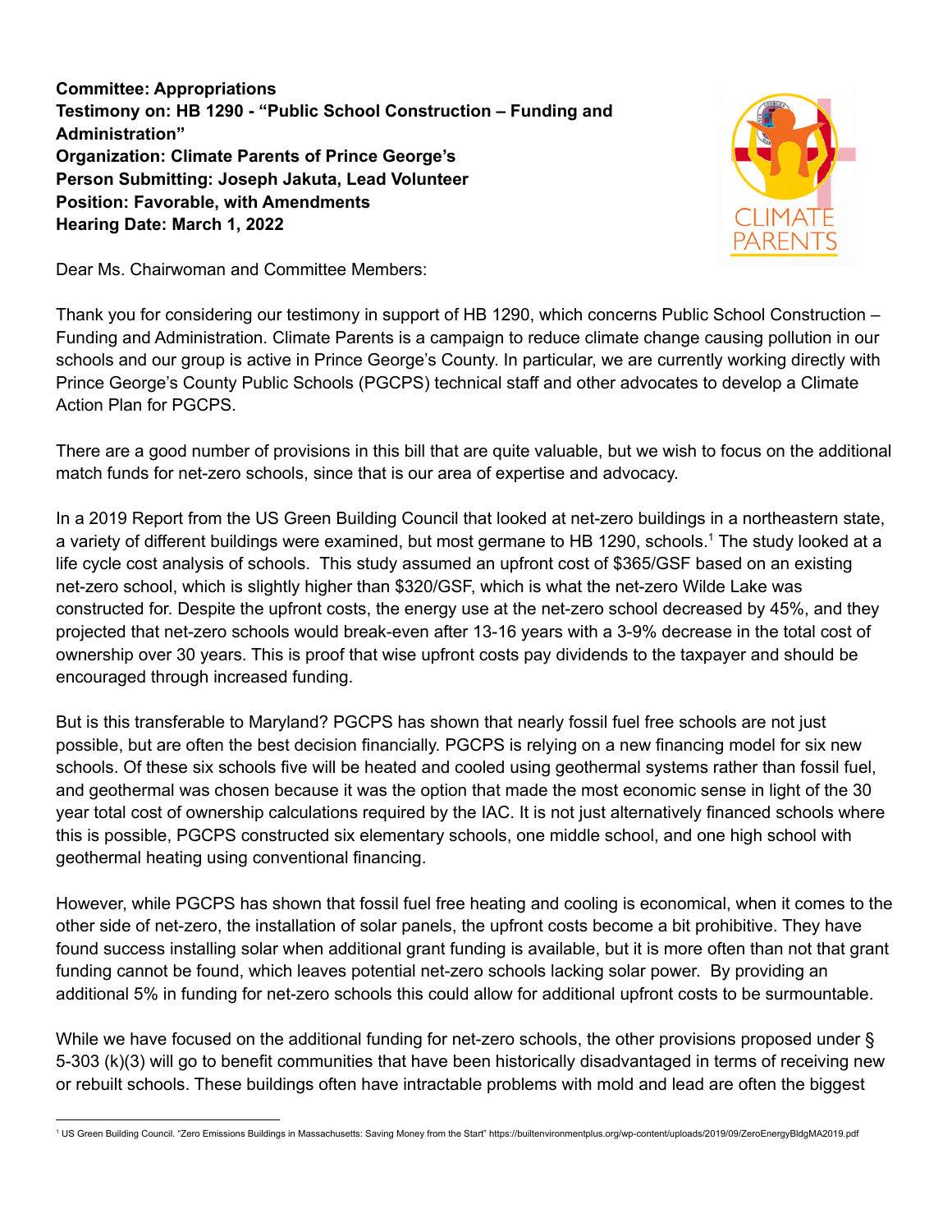**Committee: Appropriations**
**Testimony on: HB 1290 - "Public School Construction – Funding and Administration"**
**Organization: Climate Parents of Prince George's**
**Person Submitting: Joseph Jakuta, Lead Volunteer**
**Position: Favorable, with Amendments**
**Hearing Date: March 1, 2022**

Dear Ms. Chairwoman and Committee Members:

Thank you for considering our testimony in support of HB 1290, which concerns Public School Construction – Funding and Administration. Climate Parents is a campaign to reduce climate change causing pollution in our schools and our group is active in Prince George's County. In particular, we are currently working directly with Prince George's County Public Schools (PGCPS) technical staff and other advocates to develop a Climate Action Plan for PGCPS.

There are a good number of provisions in this bill that are quite valuable, but we wish to focus on the additional match funds for net-zero schools, since that is our area of expertise and advocacy.

In a 2019 Report from the US Green Building Council that looked at net-zero buildings in a northeastern state, a variety of different buildings were examined, but most germane to HB 1290, schools.[1] The study looked at a life cycle cost analysis of schools. This study assumed an upfront cost of $365/GSF based on an existing net-zero school, which is slightly higher than $320/GSF, which is what the net-zero Wilde Lake was constructed for. Despite the upfront costs, the energy use at the net-zero school decreased by 45%, and they projected that net-zero schools would break-even after 13-16 years with a 3-9% decrease in the total cost of ownership over 30 years. This is proof that wise upfront costs pay dividends to the taxpayer and should be encouraged through increased funding.

But is this transferable to Maryland? PGCPS has shown that nearly fossil fuel free schools are not just possible, but are often the best decision financially. PGCPS is relying on a new financing model for six new schools. Of these six schools five will be heated and cooled using geothermal systems rather than fossil fuel, and geothermal was chosen because it was the option that made the most economic sense in light of the 30 year total cost of ownership calculations required by the IAC. It is not just alternatively financed schools where this is possible, PGCPS constructed six elementary schools, one middle school, and one high school with geothermal heating using conventional financing.

However, while PGCPS has shown that fossil fuel free heating and cooling is economical, when it comes to the other side of net-zero, the installation of solar panels, the upfront costs become a bit prohibitive. They have found success installing solar when additional grant funding is available, but it is more often than not that grant funding cannot be found, which leaves potential net-zero schools lacking solar power. By providing an additional 5% in funding for net-zero schools this could allow for additional upfront costs to be surmountable.

While we have focused on the additional funding for net-zero schools, the other provisions proposed under § 5-303 (k)(3) will go to benefit communities that have been historically disadvantaged in terms of receiving new or rebuilt schools. These buildings often have intractable problems with mold and lead are often the biggest

[1] US Green Building Council. "Zero Emissions Buildings in Massachusetts: Saving Money from the Start" https://builtenvironmentplus.org/wp-content/uploads/2019/09/ZeroEnergyBldgMA2019.pdf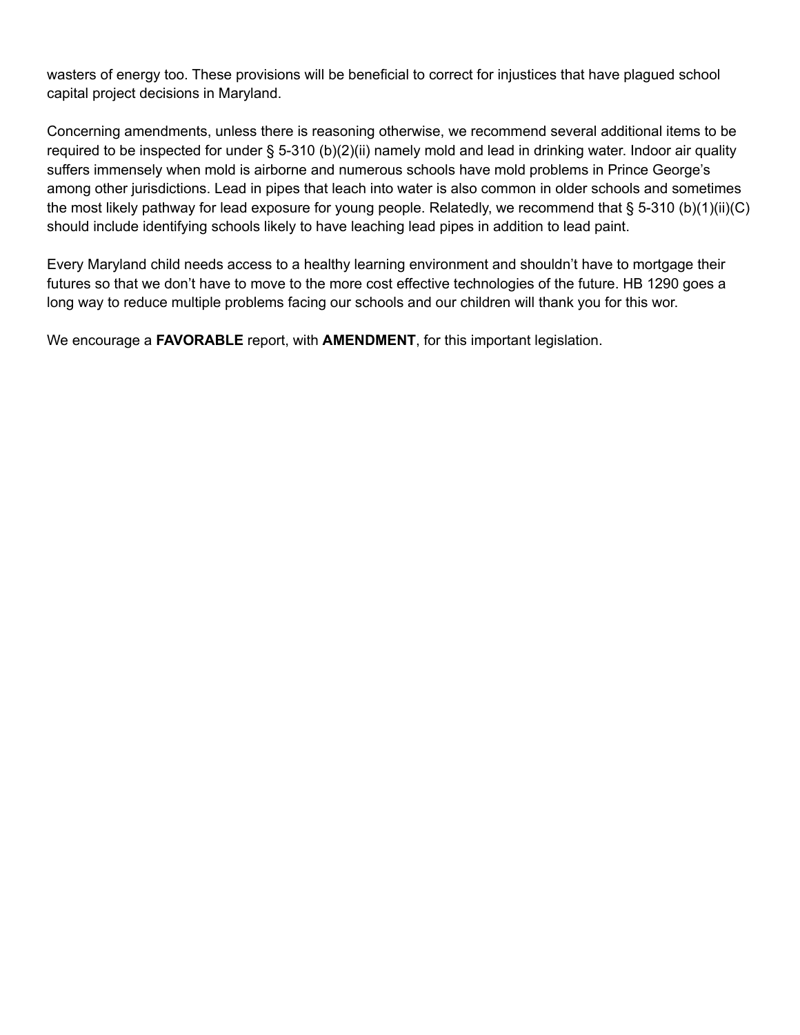wasters of energy too. These provisions will be beneficial to correct for injustices that have plagued school capital project decisions in Maryland.

Concerning amendments, unless there is reasoning otherwise, we recommend several additional items to be required to be inspected for under § 5-310 (b)(2)(ii) namely mold and lead in drinking water. Indoor air quality suffers immensely when mold is airborne and numerous schools have mold problems in Prince George's among other jurisdictions. Lead in pipes that leach into water is also common in older schools and sometimes the most likely pathway for lead exposure for young people. Relatedly, we recommend that § 5-310 (b)(1)(ii)(C) should include identifying schools likely to have leaching lead pipes in addition to lead paint.

Every Maryland child needs access to a healthy learning environment and shouldn't have to mortgage their futures so that we don't have to move to the more cost effective technologies of the future. HB 1290 goes a long way to reduce multiple problems facing our schools and our children will thank you for this wor.

We encourage a **FAVORABLE** report, with **AMENDMENT**, for this important legislation.